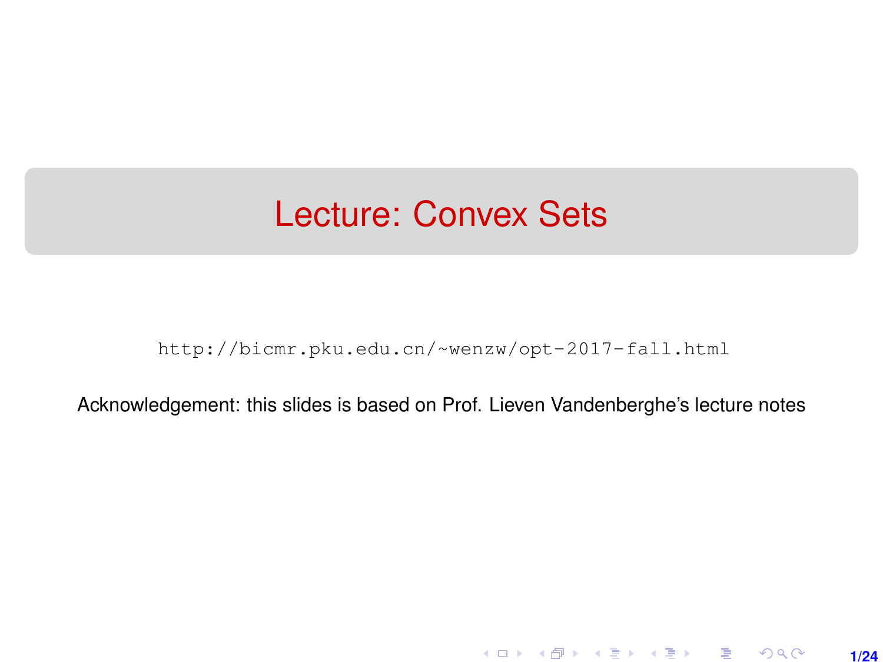# Lecture: Convex Sets

http://bicmr.pku.edu.cn/~wenzw/opt-2017-fall.html

Acknowledgement: this slides is based on Prof. Lieven Vandenberghe's lecture notes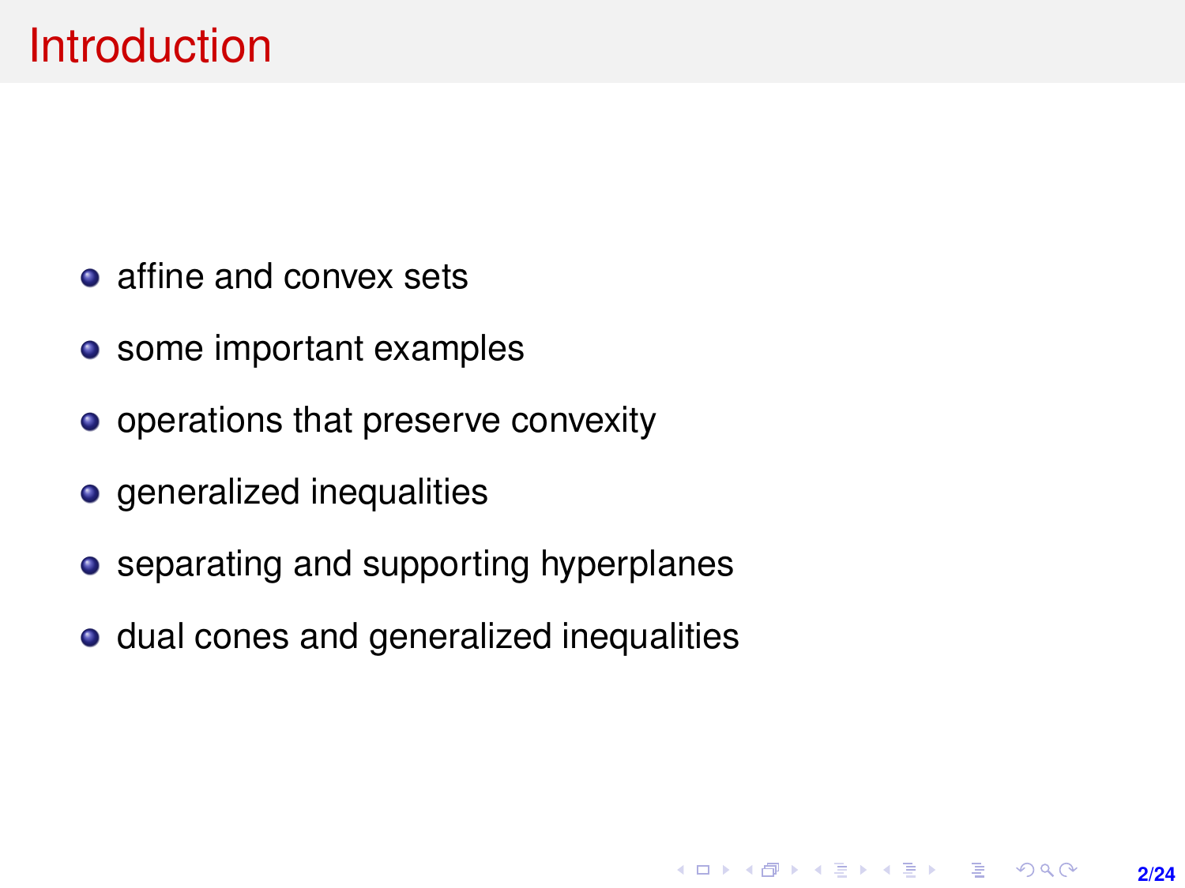# Introduction

- affine and convex sets
- some important examples
- operations that preserve convexity
- generalized inequalities
- separating and supporting hyperplanes
- dual cones and generalized inequalities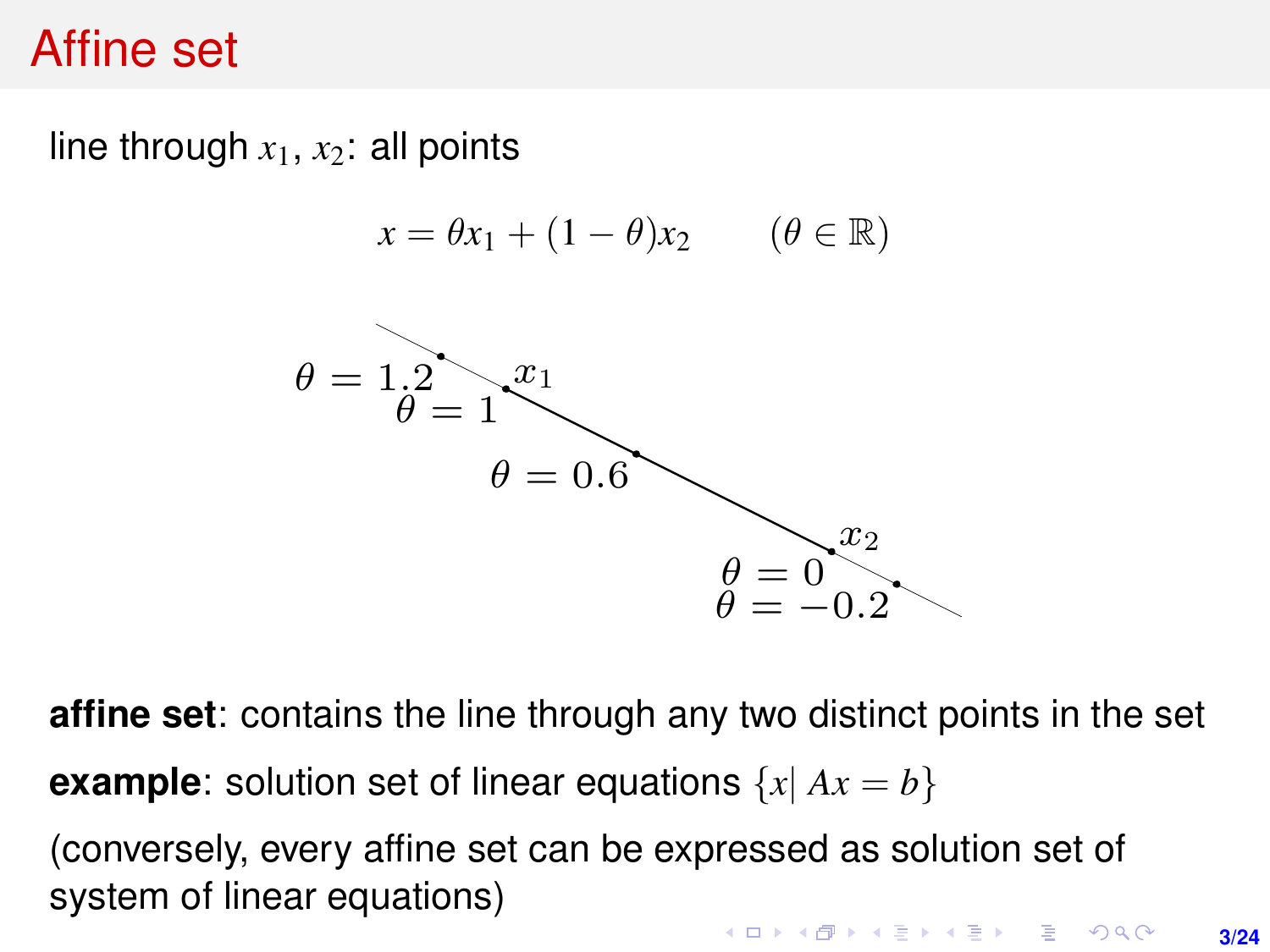# Affine set

line through $x_1$, $x_2$: all points

$$x = \theta x_1 + (1 - \theta) x_2 \qquad (\theta \in \mathbb{R})$$

$\theta = 1.2$, $\theta = 1$ ($x_1$), $\theta = 0.6$, $\theta = 0$ ($x_2$), $\theta = -0.2$

**affine set**: contains the line through any two distinct points in the set

**example**: solution set of linear equations $\{x \mid Ax = b\}$

(conversely, every affine set can be expressed as solution set of system of linear equations)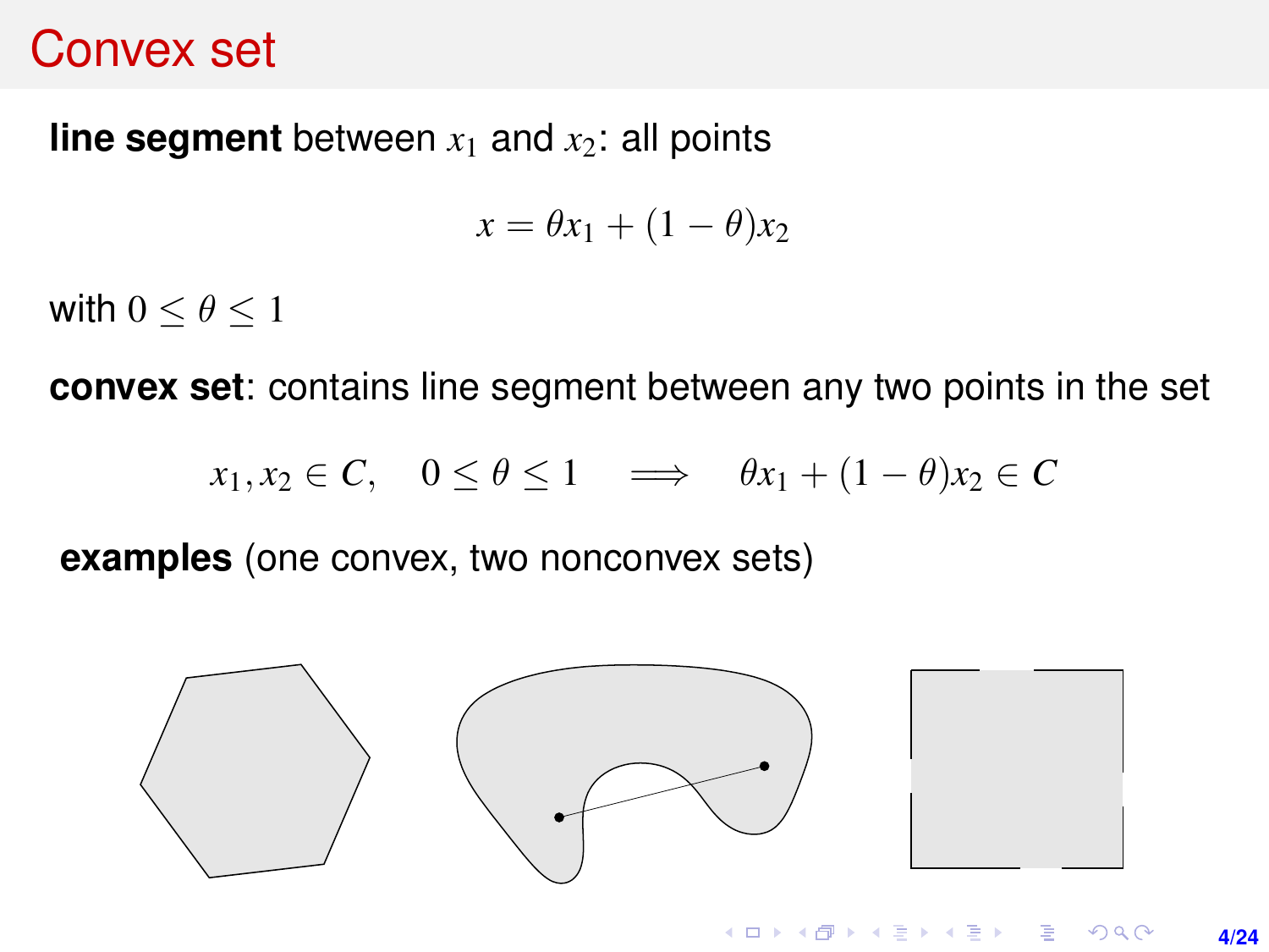# Convex set

**line segment** between $x_1$ and $x_2$: all points

$$x = \theta x_1 + (1 - \theta) x_2$$

with $0 \leq \theta \leq 1$

**convex set**: contains line segment between any two points in the set

$$x_1, x_2 \in C, \quad 0 \leq \theta \leq 1 \quad \Longrightarrow \quad \theta x_1 + (1 - \theta) x_2 \in C$$

**examples** (one convex, two nonconvex sets)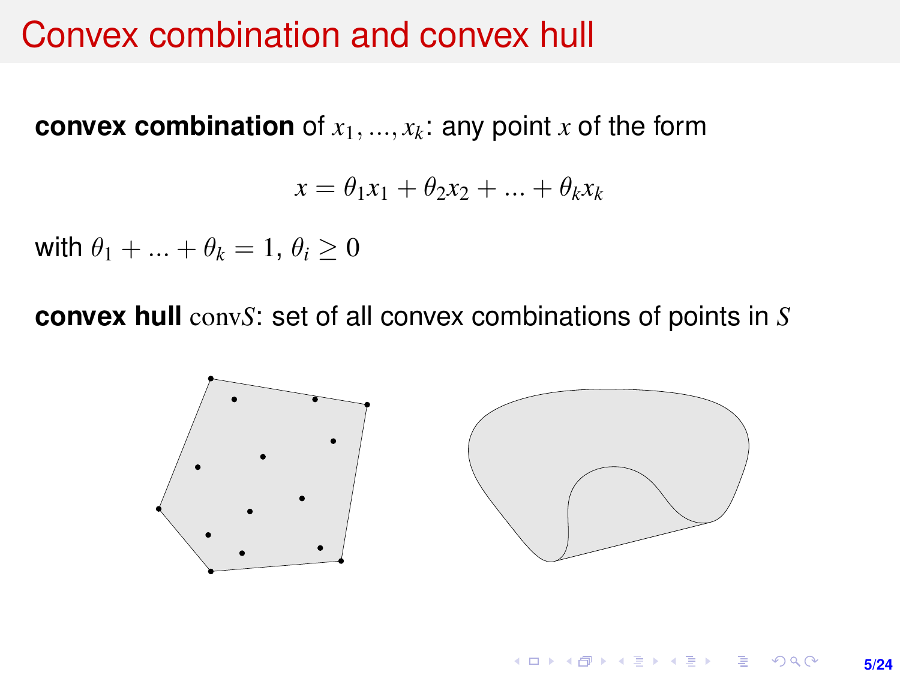# Convex combination and convex hull

**convex combination** of $x_1, ..., x_k$: any point $x$ of the form

$$x = \theta_1 x_1 + \theta_2 x_2 + ... + \theta_k x_k$$

with $\theta_1 + ... + \theta_k = 1$, $\theta_i \geq 0$

**convex hull** $\mathrm{conv} S$: set of all convex combinations of points in $S$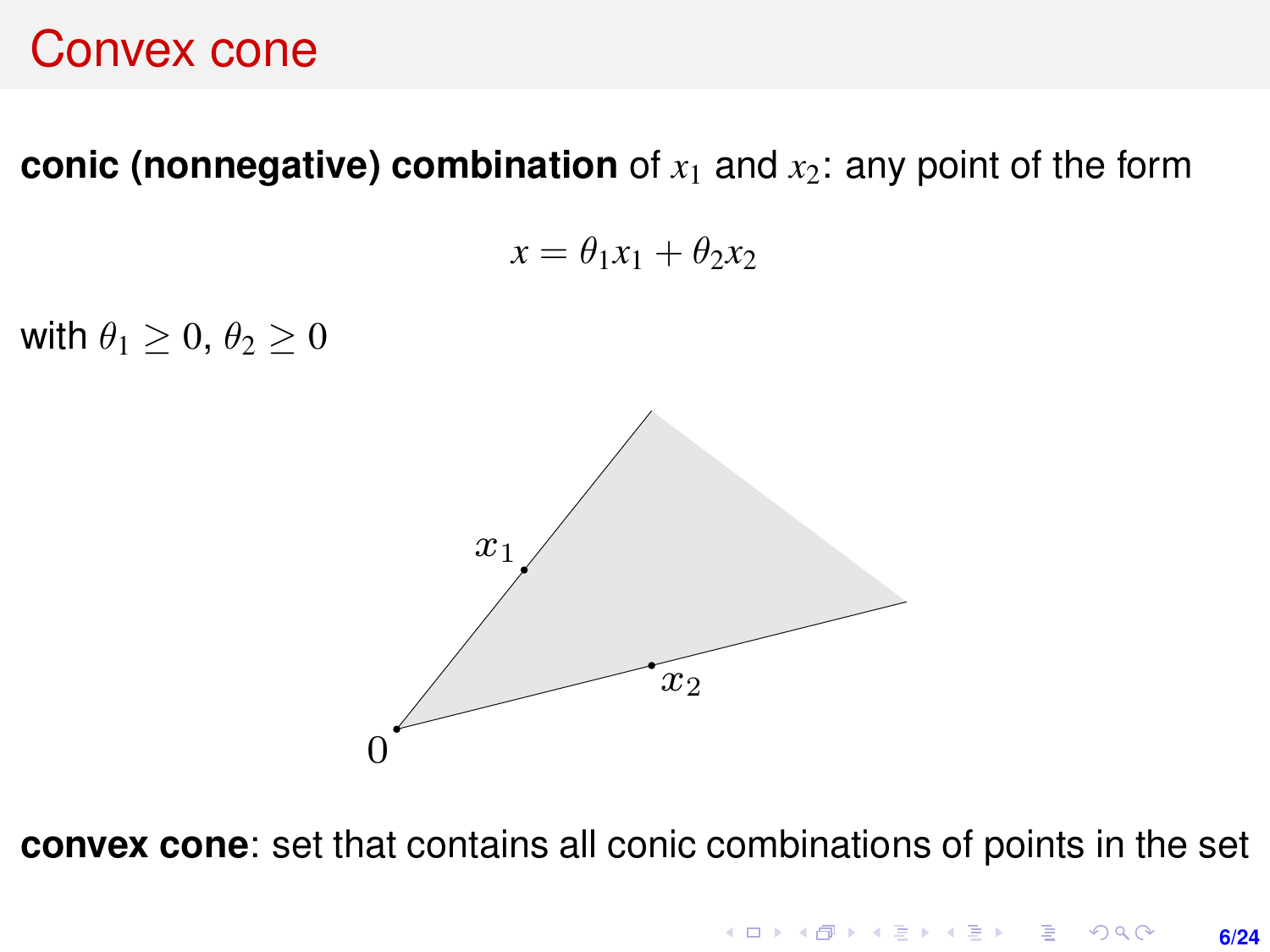# Convex cone

**conic (nonnegative) combination** of $x_1$ and $x_2$: any point of the form

$$x = \theta_1 x_1 + \theta_2 x_2$$

with $\theta_1 \geq 0$, $\theta_2 \geq 0$

**convex cone**: set that contains all conic combinations of points in the set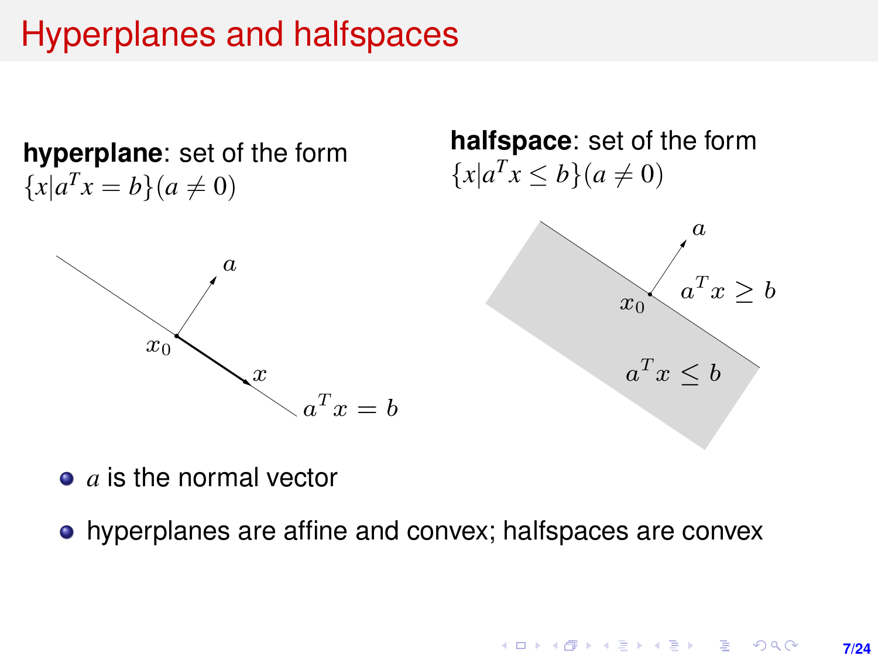# Hyperplanes and halfspaces

**hyperplane**: set of the form
$\{x|a^T x = b\}(a \neq 0)$

**halfspace**: set of the form
$\{x|a^T x \leq b\}(a \neq 0)$

- $a$ is the normal vector
- hyperplanes are affine and convex; halfspaces are convex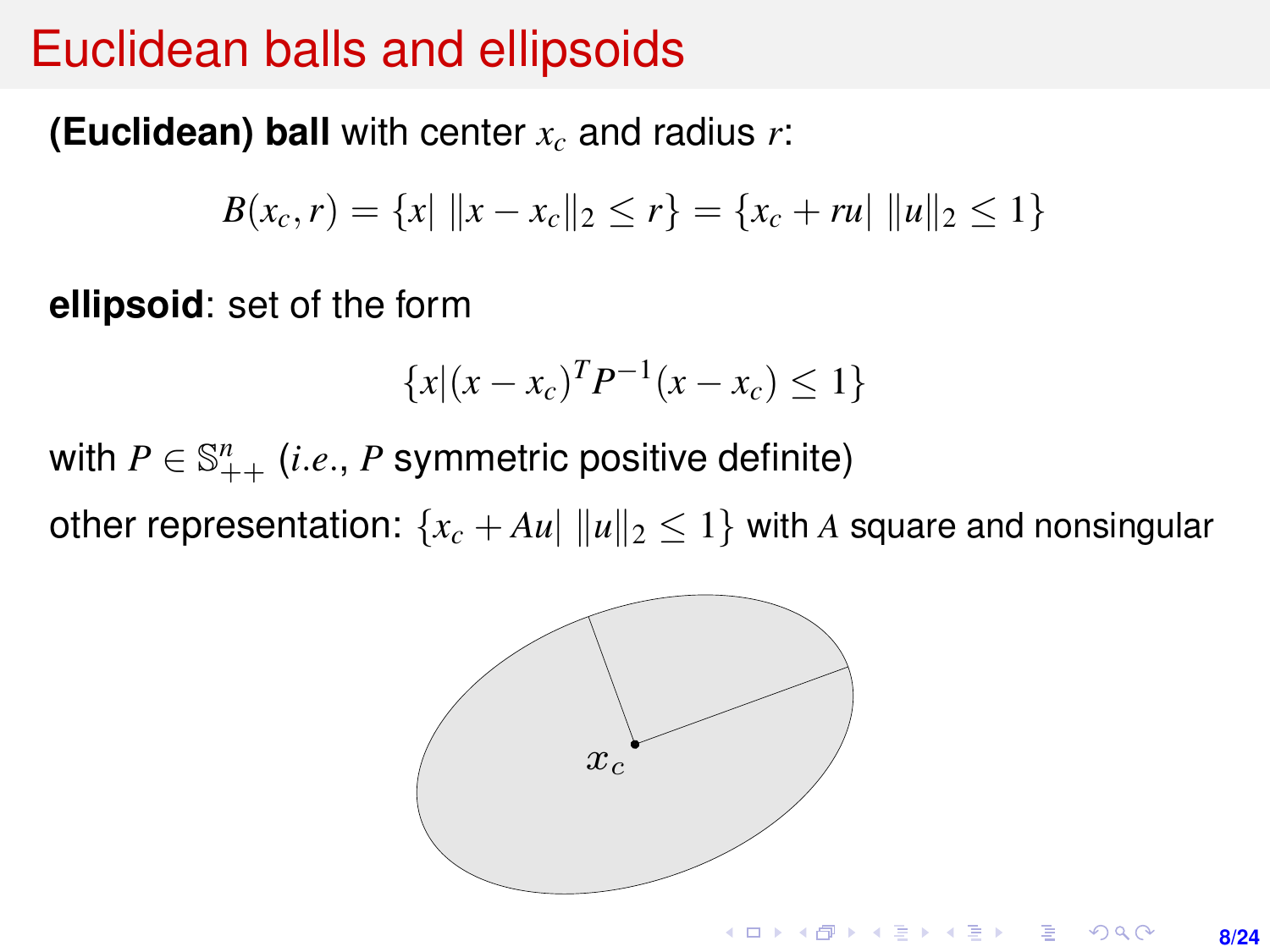# Euclidean balls and ellipsoids

**(Euclidean) ball** with center $x_c$ and radius $r$:

$$B(x_c, r) = \{x \mid \|x - x_c\|_2 \leq r\} = \{x_c + ru \mid \|u\|_2 \leq 1\}$$

**ellipsoid**: set of the form

$$\{x \mid (x - x_c)^T P^{-1} (x - x_c) \leq 1\}$$

with $P \in \mathbb{S}^n_{++}$ (*i.e.*, $P$ symmetric positive definite)

other representation: $\{x_c + Au \mid \|u\|_2 \leq 1\}$ with $A$ square and nonsingular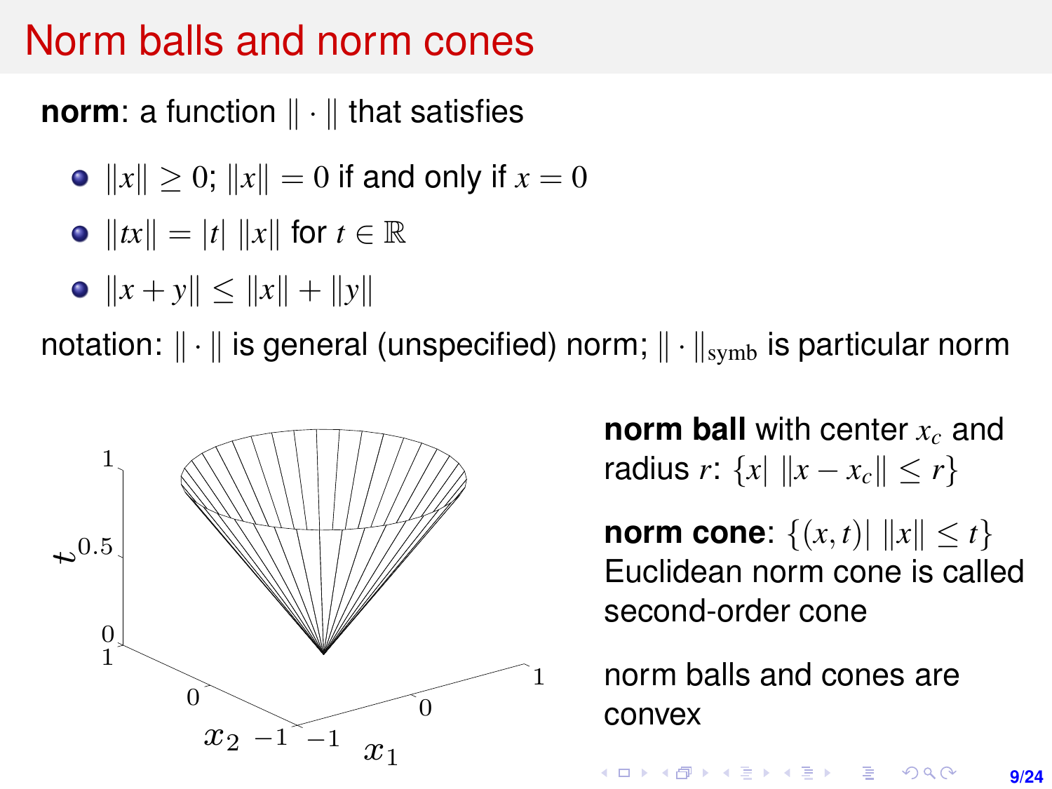# Norm balls and norm cones

**norm**: a function $\|\cdot\|$ that satisfies

- $\|x\| \geq 0$; $\|x\| = 0$ if and only if $x = 0$
- $\|tx\| = |t| \, \|x\|$ for $t \in \mathbb{R}$
- $\|x + y\| \leq \|x\| + \|y\|$

notation: $\|\cdot\|$ is general (unspecified) norm; $\|\cdot\|_{\text{symb}}$ is particular norm

**norm ball** with center $x_c$ and radius $r$: $\{x \mid \|x - x_c\| \leq r\}$

**norm cone**: $\{(x, t) \mid \|x\| \leq t\}$
Euclidean norm cone is called second-order cone

norm balls and cones are convex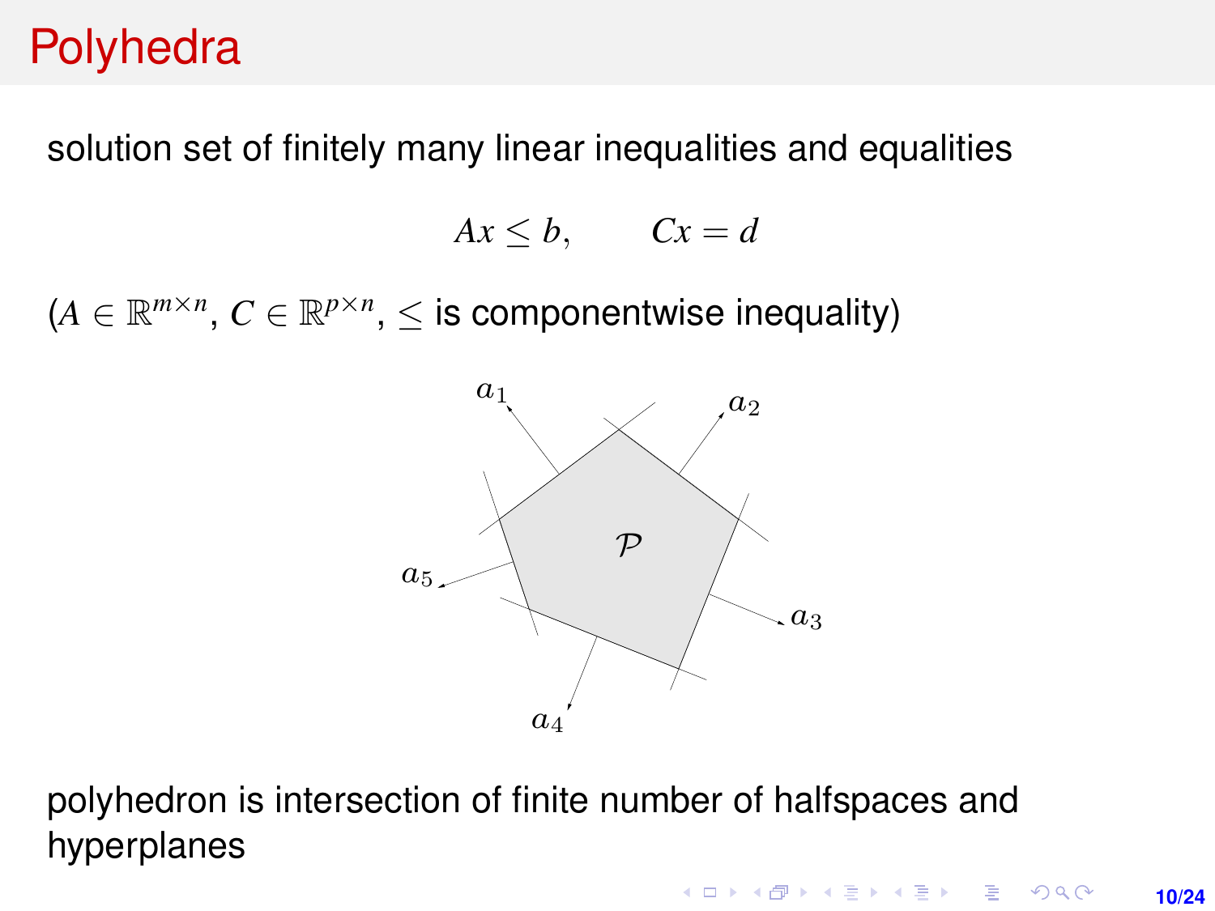# Polyhedra

solution set of finitely many linear inequalities and equalities

$$Ax \preceq b, \qquad Cx = d$$

($A \in \mathbb{R}^{m \times n}$, $C \in \mathbb{R}^{p \times n}$, $\preceq$ is componentwise inequality)

polyhedron is intersection of finite number of halfspaces and hyperplanes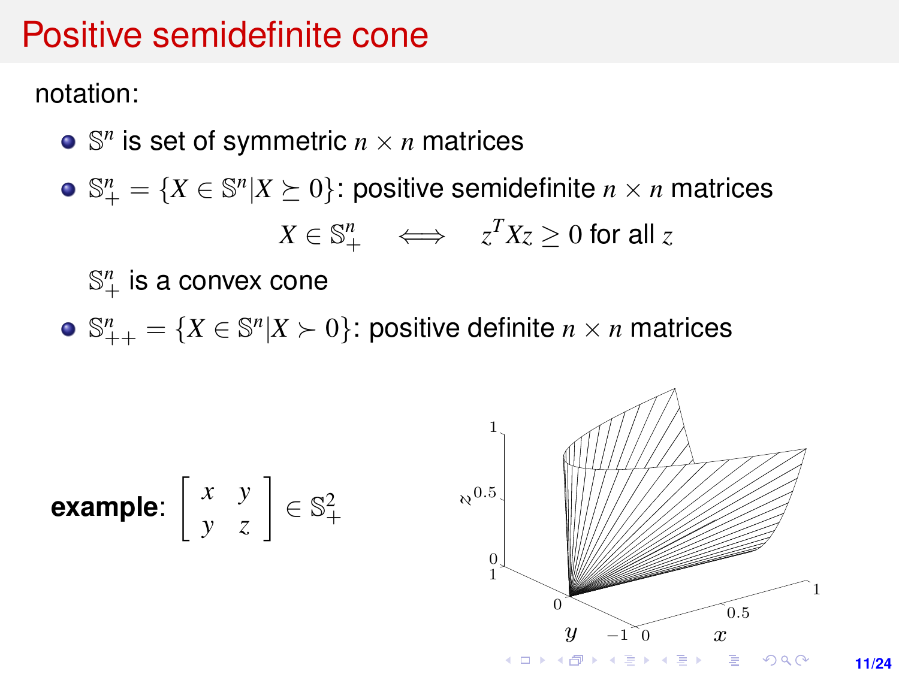# Positive semidefinite cone

notation:

- $\mathbb{S}^n$ is set of symmetric $n \times n$ matrices
- $\mathbb{S}^n_+ = \{X \in \mathbb{S}^n | X \succeq 0\}$: positive semidefinite $n \times n$ matrices

  $$X \in \mathbb{S}^n_+ \quad \iff \quad z^T X z \geq 0 \text{ for all } z$$

  $\mathbb{S}^n_+$ is a convex cone
- $\mathbb{S}^n_{++} = \{X \in \mathbb{S}^n | X \succ 0\}$: positive definite $n \times n$ matrices

**example**: $\begin{bmatrix} x & y \\ y & z \end{bmatrix} \in \mathbb{S}^2_+$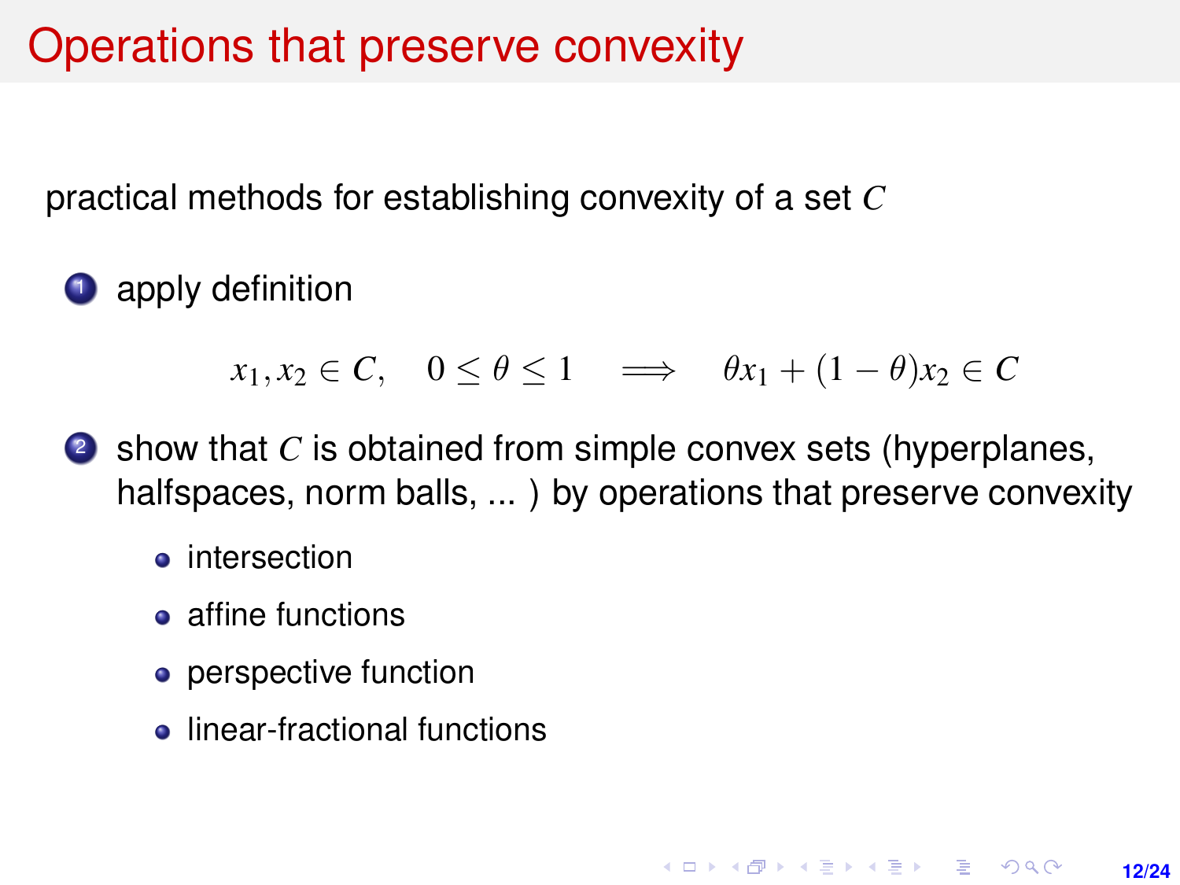# Operations that preserve convexity

practical methods for establishing convexity of a set $C$

1. apply definition

$$x_1, x_2 \in C, \quad 0 \leq \theta \leq 1 \quad \Longrightarrow \quad \theta x_1 + (1-\theta) x_2 \in C$$

2. show that $C$ is obtained from simple convex sets (hyperplanes, halfspaces, norm balls, ... ) by operations that preserve convexity
   - intersection
   - affine functions
   - perspective function
   - linear-fractional functions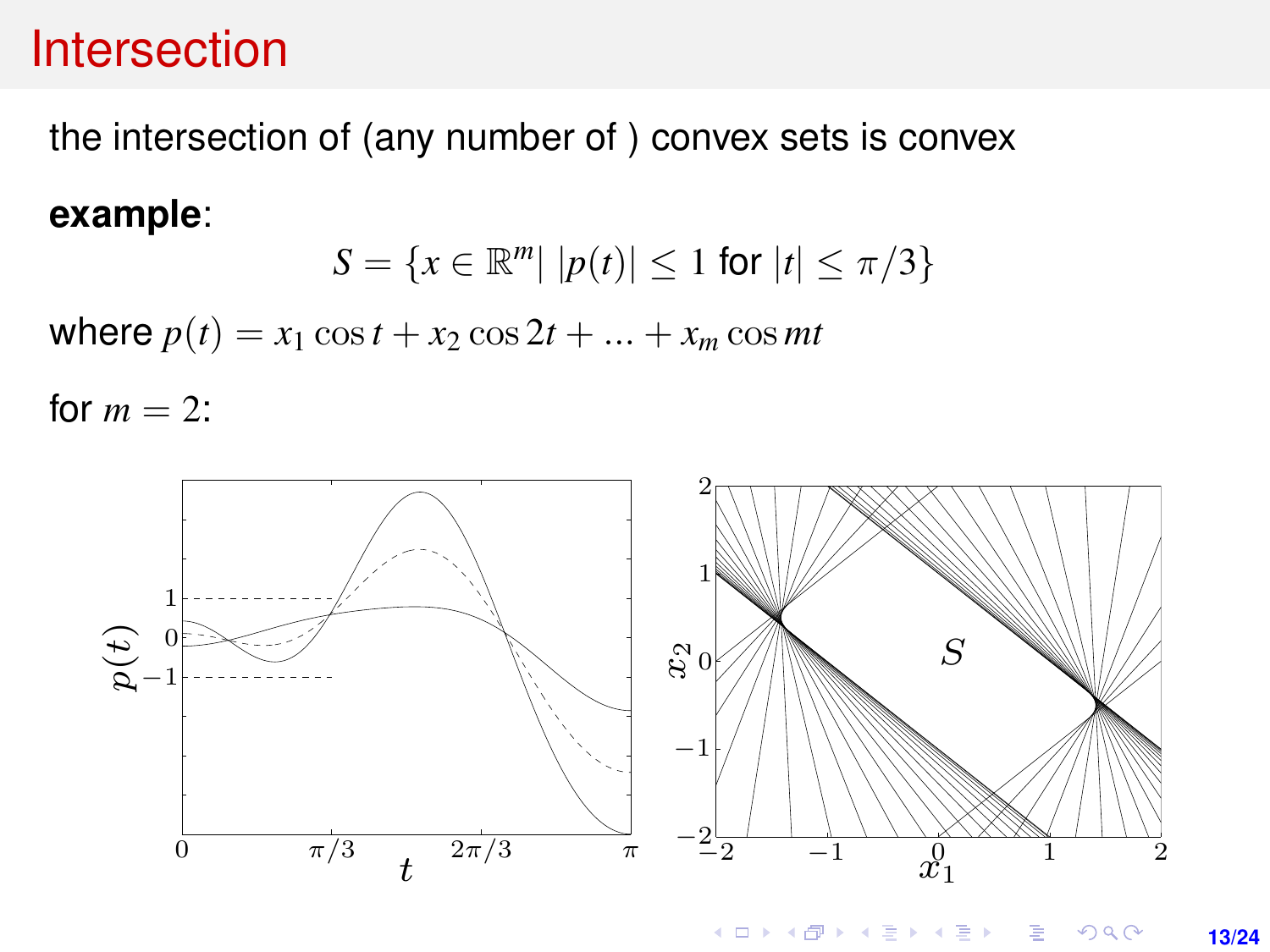# Intersection

the intersection of (any number of ) convex sets is convex

**example**:

$$S = \{x \in \mathbb{R}^m \mid |p(t)| \leq 1 \text{ for } |t| \leq \pi/3\}$$

where $p(t) = x_1 \cos t + x_2 \cos 2t + ... + x_m \cos mt$

for $m = 2$: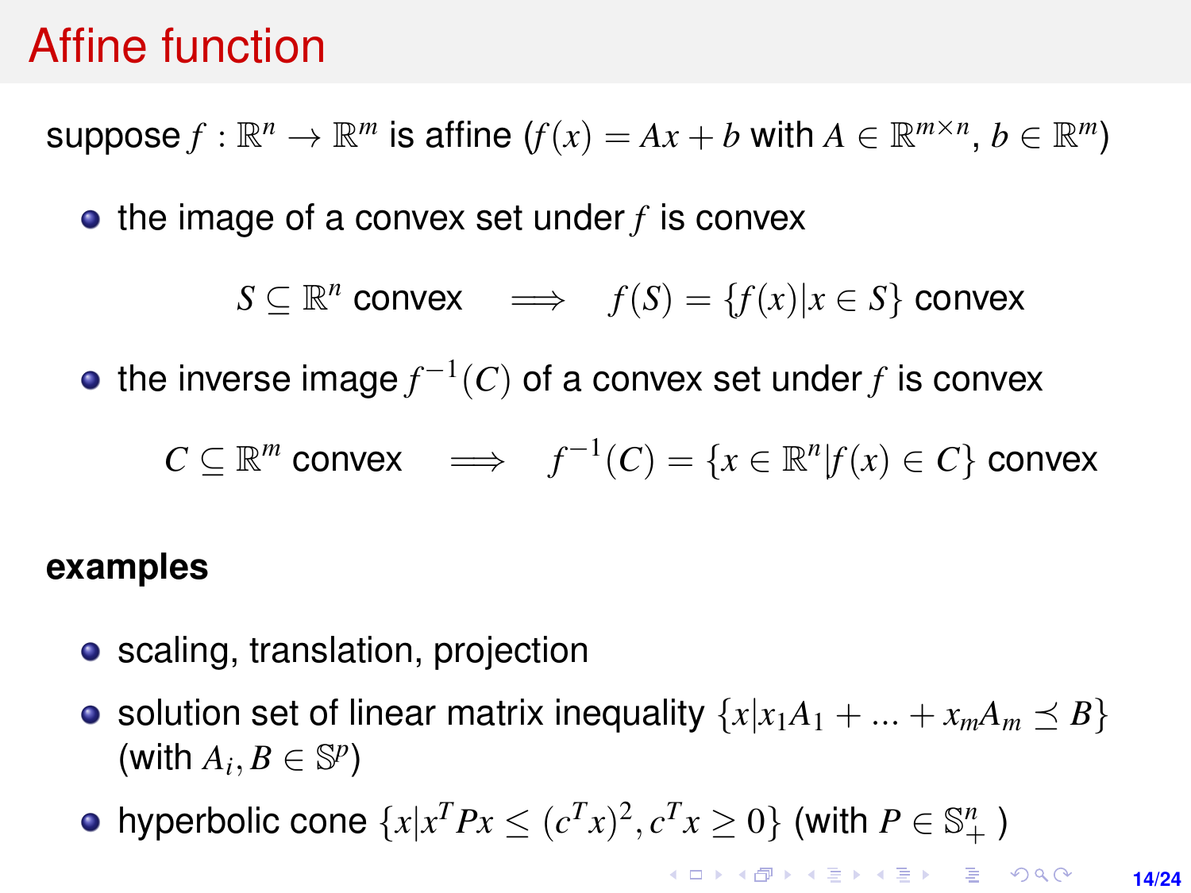# Affine function

suppose $f : \mathbb{R}^n \to \mathbb{R}^m$ is affine ($f(x) = Ax + b$ with $A \in \mathbb{R}^{m \times n}$, $b \in \mathbb{R}^m$)

- the image of a convex set under $f$ is convex

$$S \subseteq \mathbb{R}^n \text{ convex} \quad \Longrightarrow \quad f(S) = \{f(x) | x \in S\} \text{ convex}$$

- the inverse image $f^{-1}(C)$ of a convex set under $f$ is convex

$$C \subseteq \mathbb{R}^m \text{ convex} \quad \Longrightarrow \quad f^{-1}(C) = \{x \in \mathbb{R}^n | f(x) \in C\} \text{ convex}$$

**examples**

- scaling, translation, projection
- solution set of linear matrix inequality $\{x | x_1 A_1 + \ldots + x_m A_m \preceq B\}$ (with $A_i, B \in \mathbb{S}^p$)
- hyperbolic cone $\{x | x^T P x \leq (c^T x)^2, c^T x \geq 0\}$ (with $P \in \mathbb{S}^n_+$ )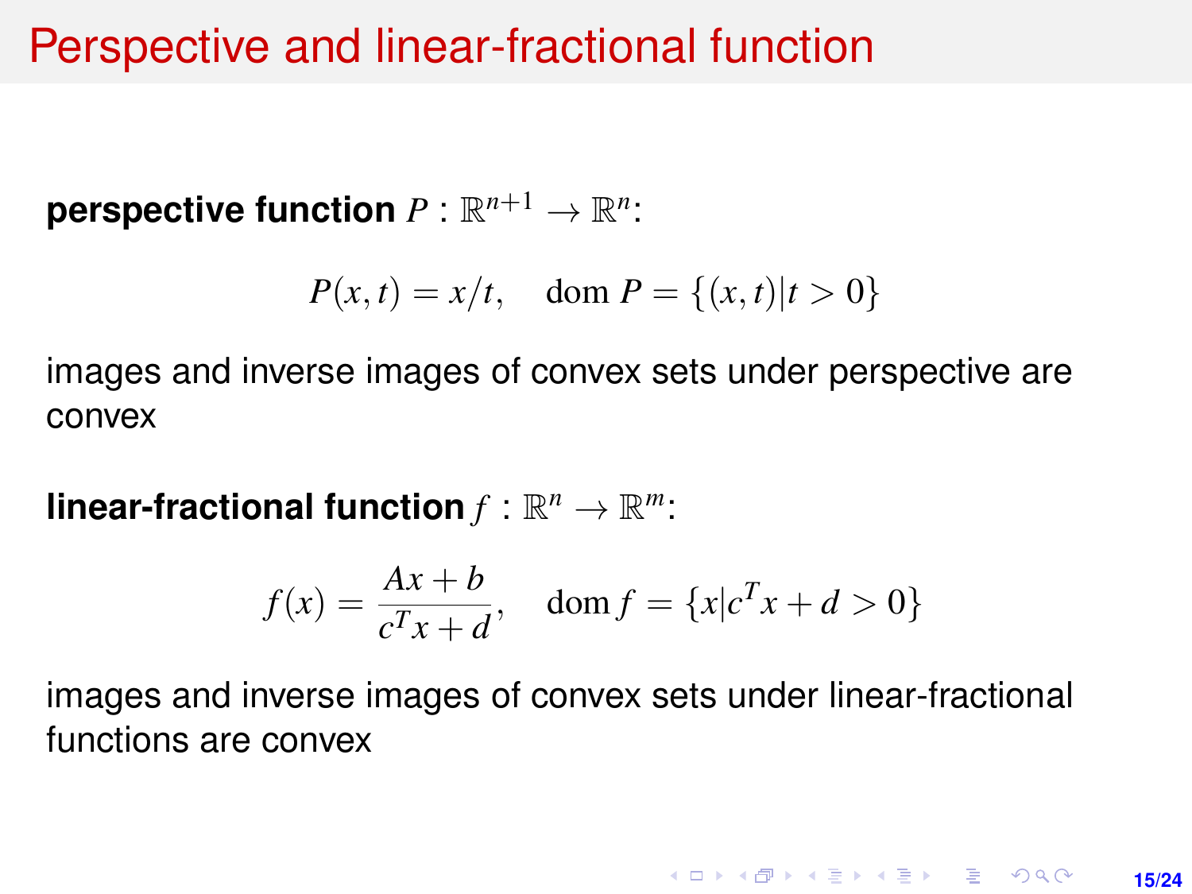# Perspective and linear-fractional function

**perspective function** $P : \mathbb{R}^{n+1} \to \mathbb{R}^n$:

$$P(x,t) = x/t, \quad \operatorname{dom} P = \{(x,t) | t > 0\}$$

images and inverse images of convex sets under perspective are convex

**linear-fractional function** $f : \mathbb{R}^n \to \mathbb{R}^m$:

$$f(x) = \frac{Ax + b}{c^T x + d}, \quad \operatorname{dom} f = \{x | c^T x + d > 0\}$$

images and inverse images of convex sets under linear-fractional functions are convex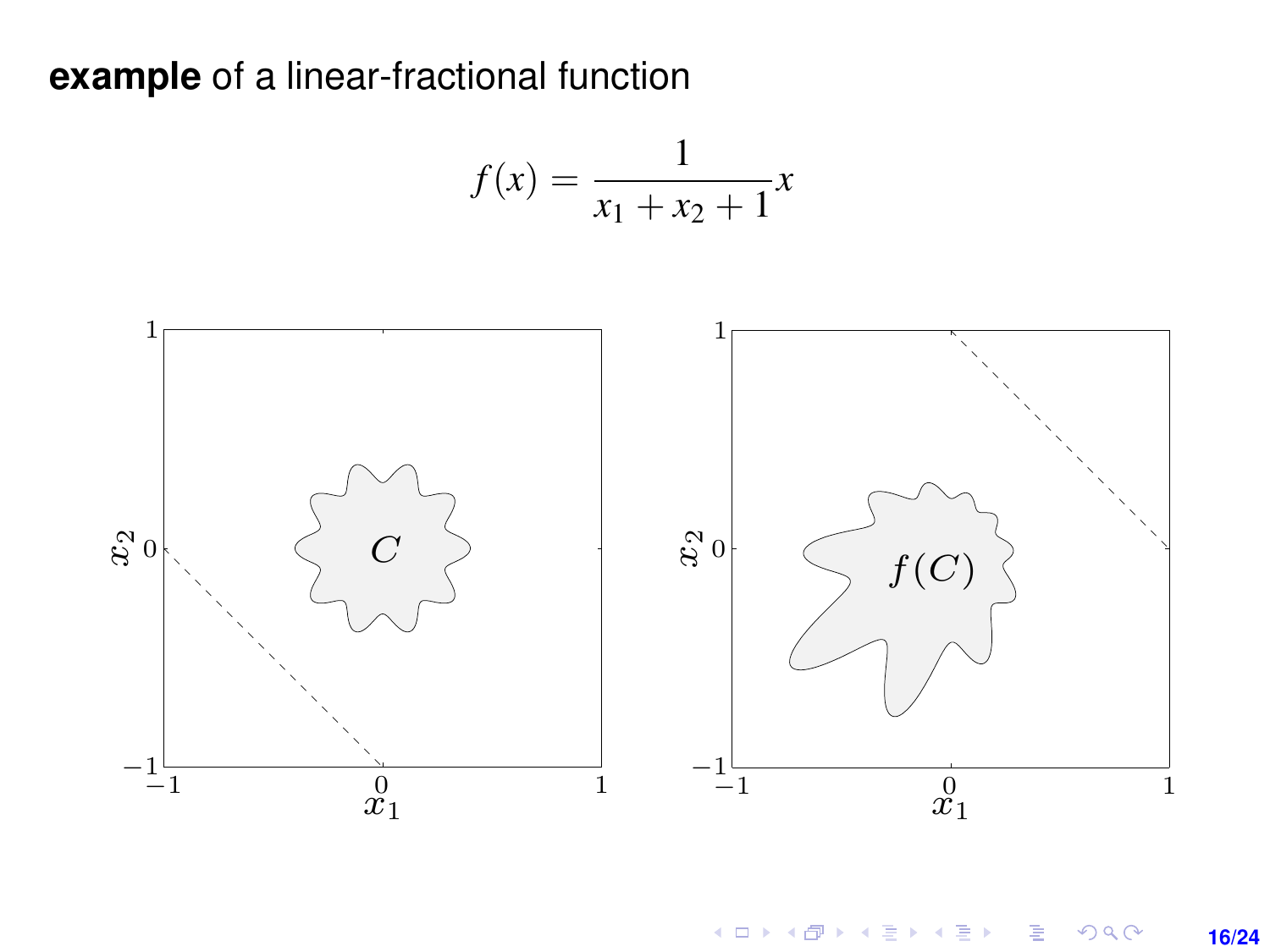**example** of a linear-fractional function

$$f(x) = \frac{1}{x_1 + x_2 + 1} x$$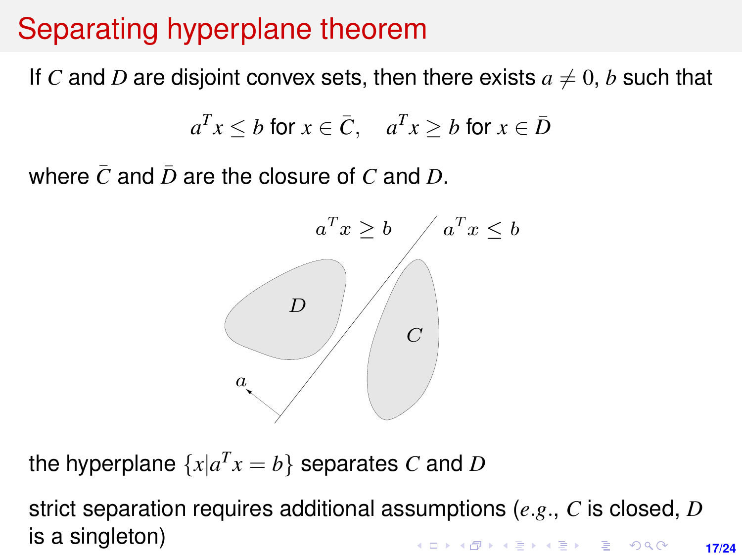# Separating hyperplane theorem

If $C$ and $D$ are disjoint convex sets, then there exists $a \neq 0$, $b$ such that

$$a^T x \leq b \text{ for } x \in \bar{C}, \quad a^T x \geq b \text{ for } x \in \bar{D}$$

where $\bar{C}$ and $\bar{D}$ are the closure of $C$ and $D$.

the hyperplane $\{x | a^T x = b\}$ separates $C$ and $D$

strict separation requires additional assumptions ($e.g.$, $C$ is closed, $D$ is a singleton)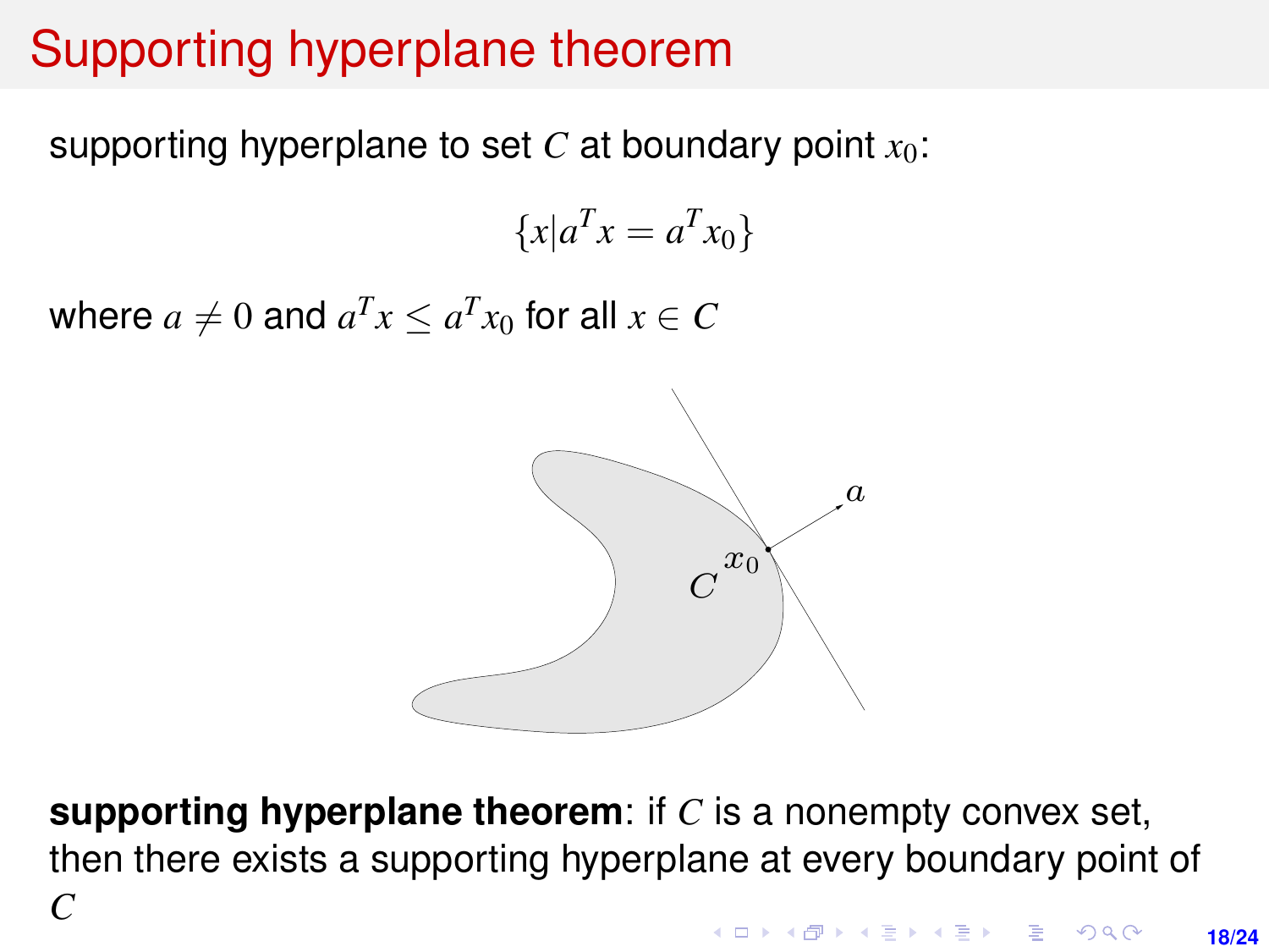# Supporting hyperplane theorem

supporting hyperplane to set $C$ at boundary point $x_0$:

$$\{x | a^T x = a^T x_0\}$$

where $a \neq 0$ and $a^T x \leq a^T x_0$ for all $x \in C$

**supporting hyperplane theorem**: if $C$ is a nonempty convex set, then there exists a supporting hyperplane at every boundary point of $C$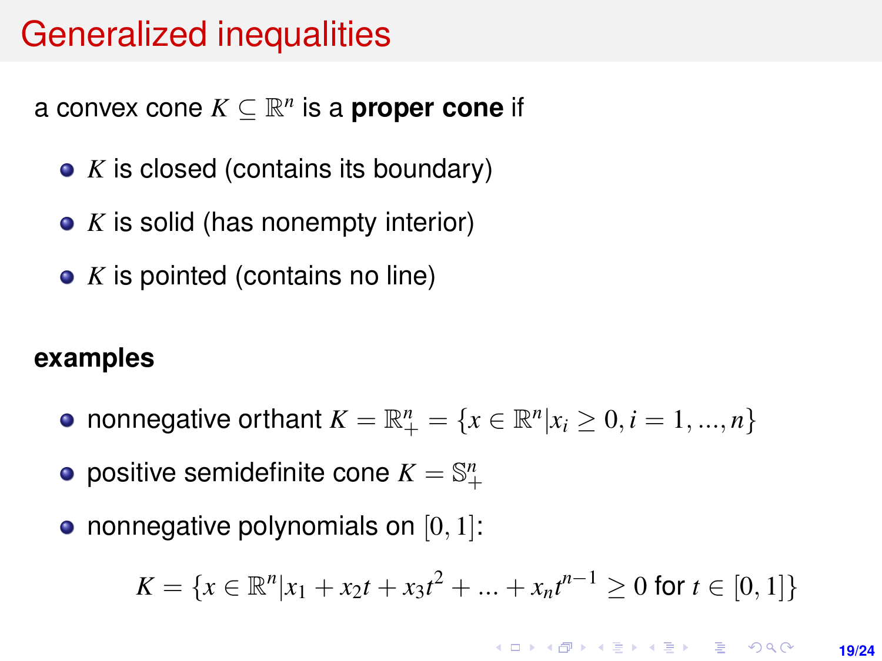# Generalized inequalities

a convex cone $K \subseteq \mathbb{R}^n$ is a **proper cone** if

- $K$ is closed (contains its boundary)
- $K$ is solid (has nonempty interior)
- $K$ is pointed (contains no line)

**examples**

- nonnegative orthant $K = \mathbb{R}^n_+ = \{x \in \mathbb{R}^n | x_i \geq 0, i = 1, ..., n\}$
- positive semidefinite cone $K = \mathbb{S}^n_+$
- nonnegative polynomials on $[0, 1]$:

$$K = \{x \in \mathbb{R}^n | x_1 + x_2 t + x_3 t^2 + ... + x_n t^{n-1} \geq 0 \text{ for } t \in [0, 1]\}$$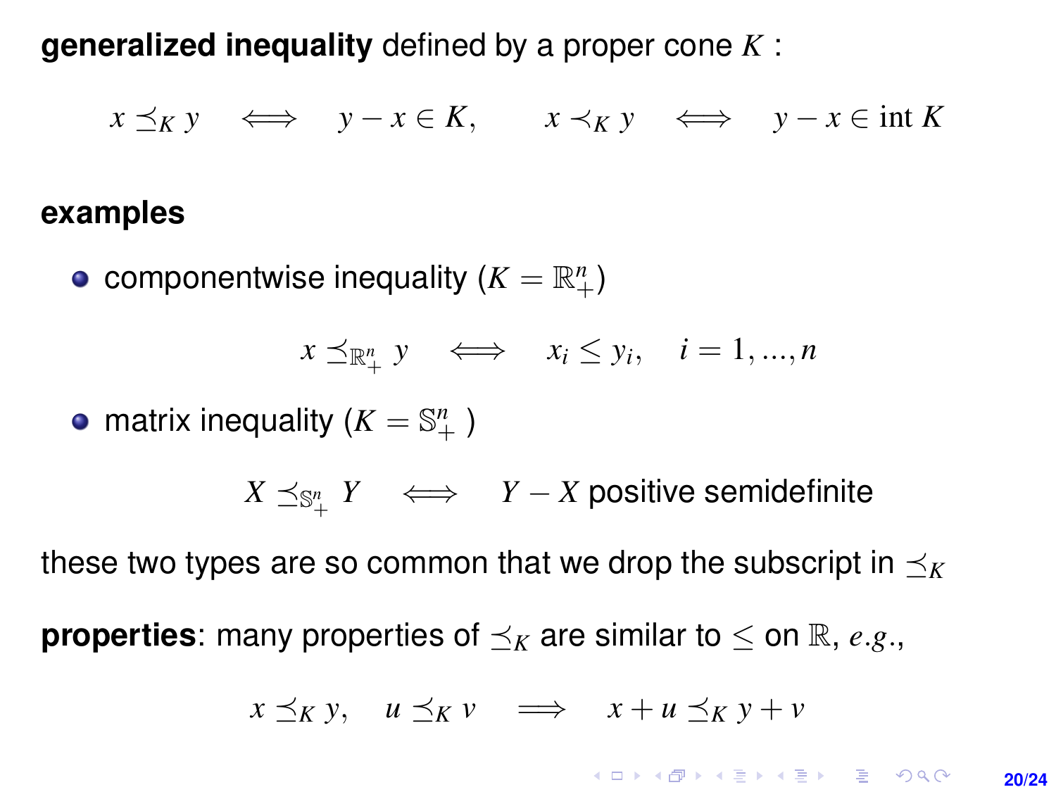**generalized inequality** defined by a proper cone $K$ :

$$x \preceq_K y \quad \Longleftrightarrow \quad y - x \in K, \qquad x \prec_K y \quad \Longleftrightarrow \quad y - x \in \text{int } K$$

**examples**

- componentwise inequality ($K = \mathbb{R}^n_+$)

$$x \preceq_{\mathbb{R}^n_+} y \quad \Longleftrightarrow \quad x_i \leq y_i, \quad i = 1, ..., n$$

- matrix inequality ($K = \mathbb{S}^n_+$ )

$$X \preceq_{\mathbb{S}^n_+} Y \quad \Longleftrightarrow \quad Y - X \text{ positive semidefinite}$$

these two types are so common that we drop the subscript in $\preceq_K$

**properties**: many properties of $\preceq_K$ are similar to $\leq$ on $\mathbb{R}$, *e.g.*,

$$x \preceq_K y, \quad u \preceq_K v \quad \Longrightarrow \quad x + u \preceq_K y + v$$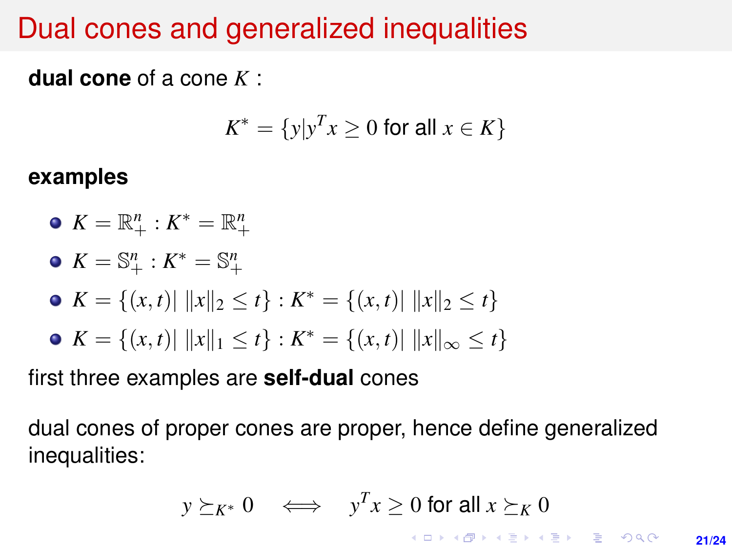# Dual cones and generalized inequalities

**dual cone** of a cone $K$ :

$$K^* = \{y | y^T x \geq 0 \text{ for all } x \in K\}$$

**examples**

- $K = \mathbb{R}^n_+ : K^* = \mathbb{R}^n_+$
- $K = \mathbb{S}^n_+ : K^* = \mathbb{S}^n_+$
- $K = \{(x,t) |\ \|x\|_2 \leq t\} : K^* = \{(x,t) |\ \|x\|_2 \leq t\}$
- $K = \{(x,t) |\ \|x\|_1 \leq t\} : K^* = \{(x,t) |\ \|x\|_\infty \leq t\}$

first three examples are **self-dual** cones

dual cones of proper cones are proper, hence define generalized inequalities:

$$y \succeq_{K^*} 0 \quad \iff \quad y^T x \geq 0 \text{ for all } x \succeq_K 0$$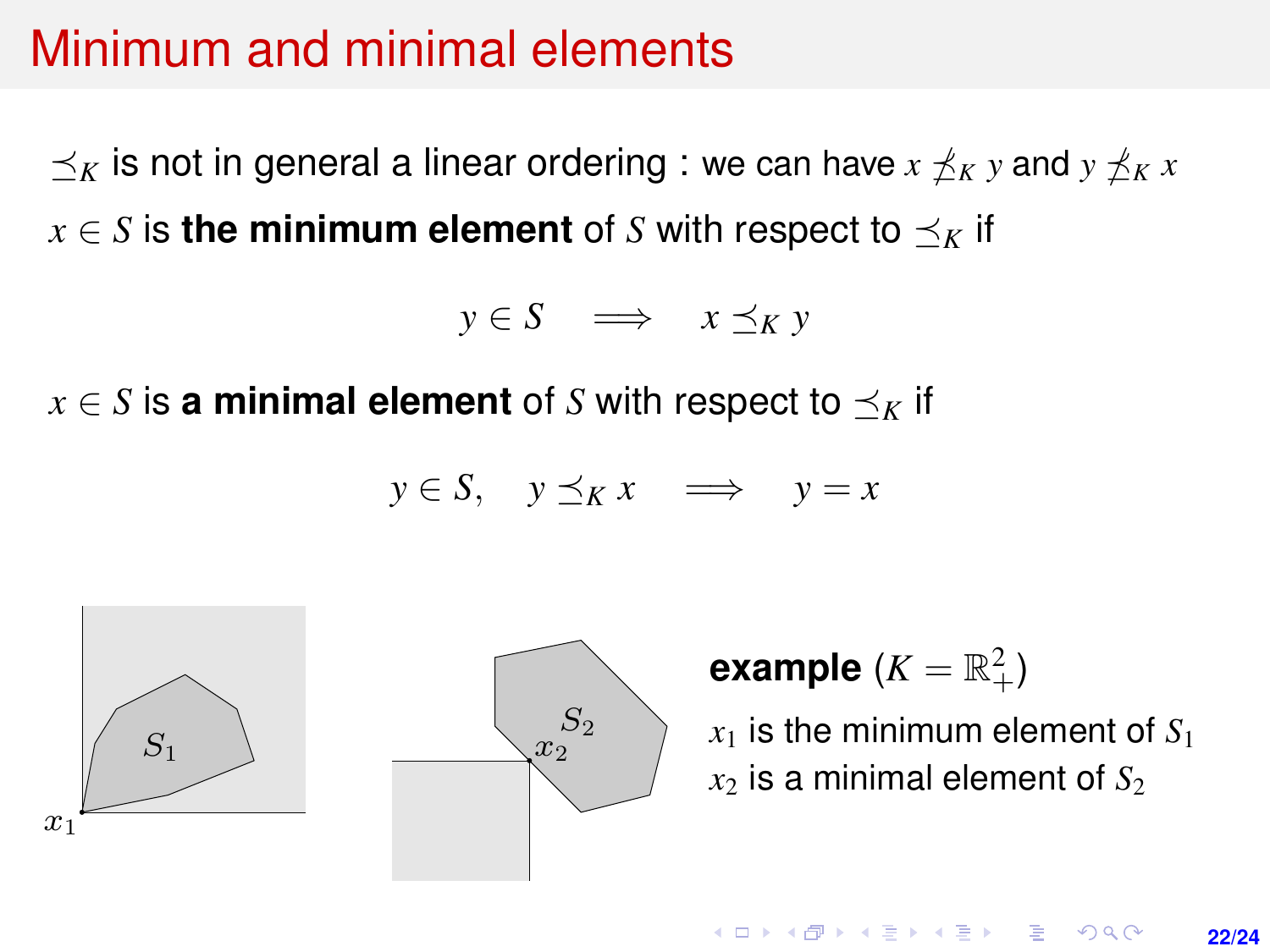# Minimum and minimal elements

$\preceq_K$ is not in general a linear ordering : we can have $x \not\preceq_K y$ and $y \not\preceq_K x$

$x \in S$ is **the minimum element** of $S$ with respect to $\preceq_K$ if

$$y \in S \quad \Longrightarrow \quad x \preceq_K y$$

$x \in S$ is **a minimal element** of $S$ with respect to $\preceq_K$ if

$$y \in S, \quad y \preceq_K x \quad \Longrightarrow \quad y = x$$

**example** ($K = \mathbb{R}^2_+$)

$x_1$ is the minimum element of $S_1$

$x_2$ is a minimal element of $S_2$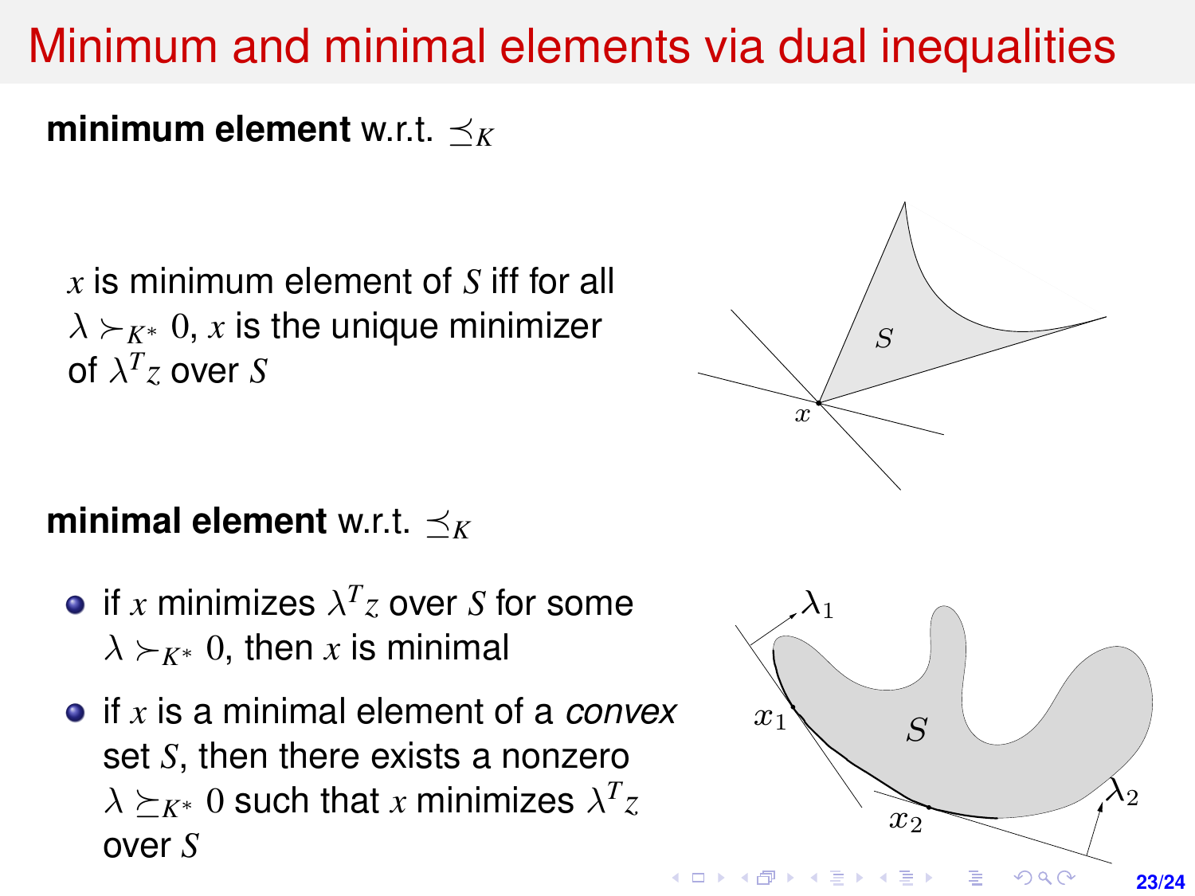# Minimum and minimal elements via dual inequalities

**minimum element** w.r.t. $\preceq_K$

$x$ is minimum element of $S$ iff for all $\lambda \succ_{K^*} 0$, $x$ is the unique minimizer of $\lambda^T z$ over $S$

**minimal element** w.r.t. $\preceq_K$

- if $x$ minimizes $\lambda^T z$ over $S$ for some $\lambda \succ_{K^*} 0$, then $x$ is minimal
- if $x$ is a minimal element of a *convex* set $S$, then there exists a nonzero $\lambda \succeq_{K^*} 0$ such that $x$ minimizes $\lambda^T z$ over $S$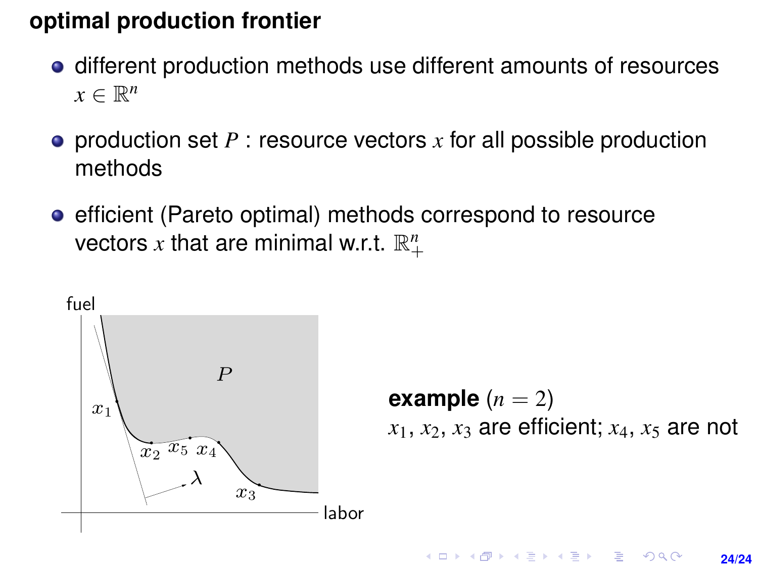# optimal production frontier

- different production methods use different amounts of resources $x \in \mathbb{R}^n$
- production set $P$ : resource vectors $x$ for all possible production methods
- efficient (Pareto optimal) methods correspond to resource vectors $x$ that are minimal w.r.t. $\mathbb{R}^n_+$

fuel

$P$

$x_1$

$x_2$ $x_5$ $x_4$

$\lambda$

$x_3$

labor

**example** ($n = 2$)
$x_1$, $x_2$, $x_3$ are efficient; $x_4$, $x_5$ are not